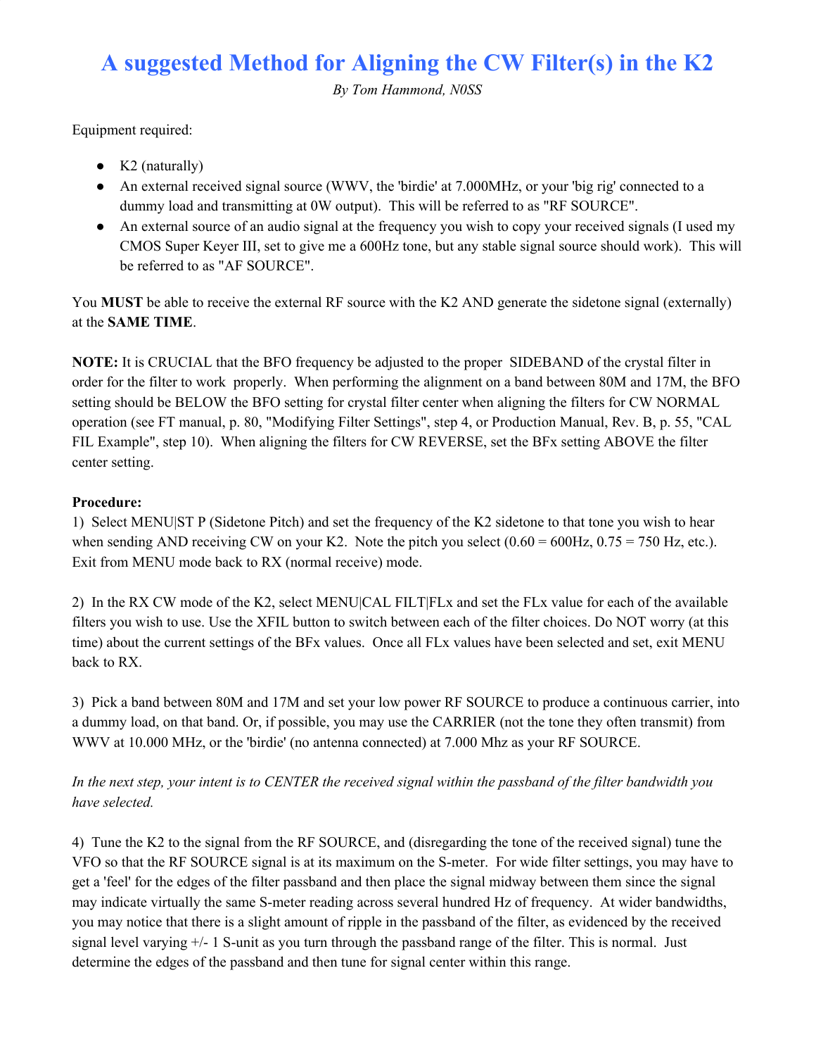# A suggested Method for Aligning the CW Filter(s) in the K2

*By Tom Hammond, N0SS*

Equipment required:

- K2 (naturally)
- An external received signal source (WWV, the 'birdie' at 7.000MHz, or your 'big rig' connected to a dummy load and transmitting at 0W output). This will be referred to as "RF SOURCE".
- An external source of an audio signal at the frequency you wish to copy your received signals (I used my CMOS Super Keyer III, set to give me a 600Hz tone, but any stable signal source should work). This will be referred to as "AF SOURCE".

You **MUST** be able to receive the external RF source with the K2 AND generate the sidetone signal (externally) at the **SAME TIME**.

**NOTE:** It is CRUCIAL that the BFO frequency be adjusted to the proper SIDEBAND of the crystal filter in order for the filter to work properly. When performing the alignment on a band between 80M and 17M, the BFO setting should be BELOW the BFO setting for crystal filter center when aligning the filters for CW NORMAL operation (see FT manual, p. 80, "Modifying Filter Settings", step 4, or Production Manual, Rev. B, p. 55, "CAL FIL Example", step 10). When aligning the filters for CW REVERSE, set the BFx setting ABOVE the filter center setting.

**Procedure:**

1) Select MENU|ST P (Sidetone Pitch) and set the frequency of the K2 sidetone to that tone you wish to hear when sending AND receiving CW on your K2. Note the pitch you select (0.60 = 600Hz, 0.75 = 750 Hz, etc.). Exit from MENU mode back to RX (normal receive) mode.

2) In the RX CW mode of the K2, select MENU|CAL FILT|FLx and set the FLx value for each of the available filters you wish to use. Use the XFIL button to switch between each of the filter choices. Do NOT worry (at this time) about the current settings of the BFx values. Once all FLx values have been selected and set, exit MENU back to RX.

3) Pick a band between 80M and 17M and set your low power RF SOURCE to produce a continuous carrier, into a dummy load, on that band. Or, if possible, you may use the CARRIER (not the tone they often transmit) from WWV at 10.000 MHz, or the 'birdie' (no antenna connected) at 7.000 Mhz as your RF SOURCE.

*In the next step, your intent is to CENTER the received signal within the passband of the filter bandwidth you have selected.*

4) Tune the K2 to the signal from the RF SOURCE, and (disregarding the tone of the received signal) tune the VFO so that the RF SOURCE signal is at its maximum on the S-meter. For wide filter settings, you may have to get a 'feel' for the edges of the filter passband and then place the signal midway between them since the signal may indicate virtually the same S-meter reading across several hundred Hz of frequency. At wider bandwidths, you may notice that there is a slight amount of ripple in the passband of the filter, as evidenced by the received signal level varying +/- 1 S-unit as you turn through the passband range of the filter. This is normal. Just determine the edges of the passband and then tune for signal center within this range.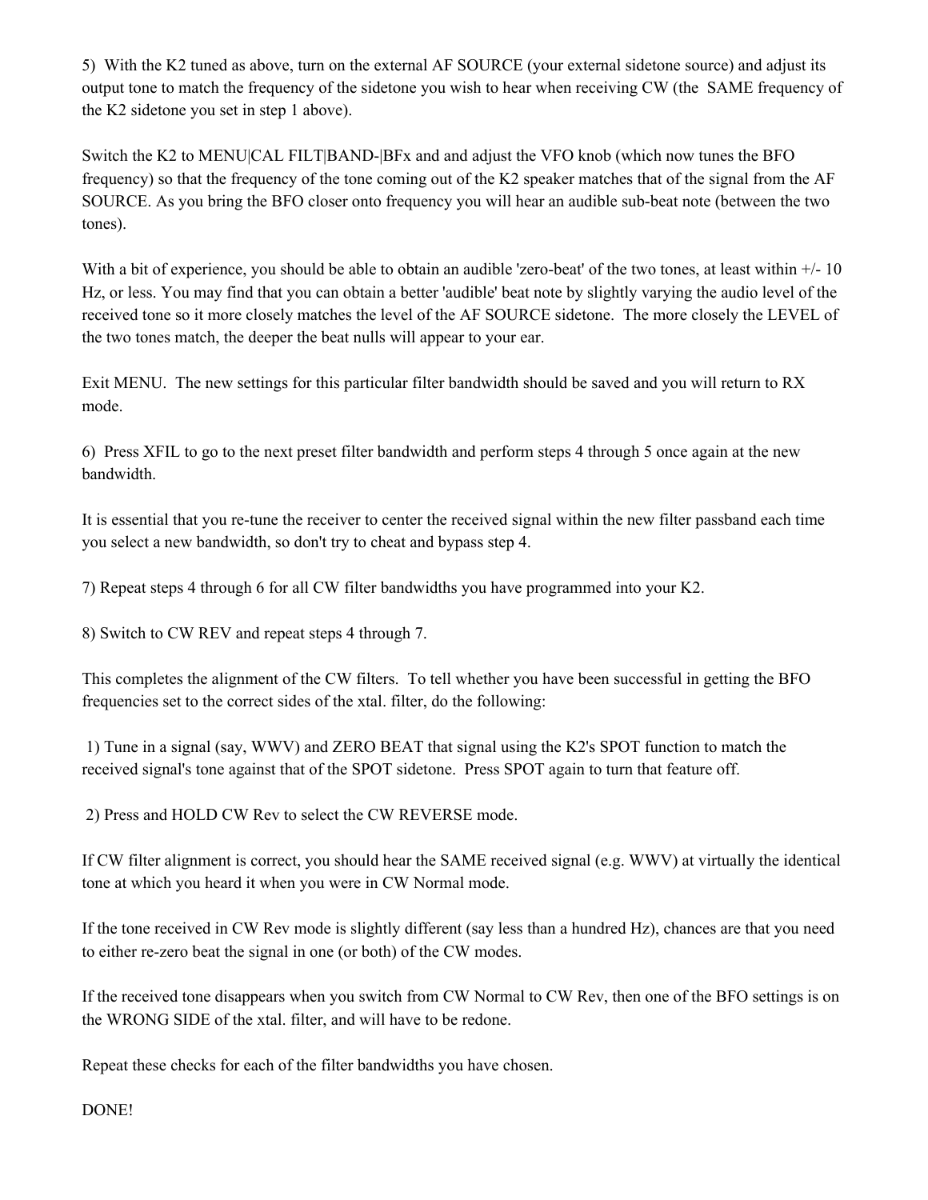5) With the K2 tuned as above, turn on the external AF SOURCE (your external sidetone source) and adjust its output tone to match the frequency of the sidetone you wish to hear when receiving CW (the SAME frequency of the K2 sidetone you set in step 1 above).

Switch the K2 to MENU|CAL FILT|BAND-|BFx and and adjust the VFO knob (which now tunes the BFO frequency) so that the frequency of the tone coming out of the K2 speaker matches that of the signal from the AF SOURCE. As you bring the BFO closer onto frequency you will hear an audible sub-beat note (between the two tones).

With a bit of experience, you should be able to obtain an audible 'zero-beat' of the two tones, at least within +/- 10 Hz, or less. You may find that you can obtain a better 'audible' beat note by slightly varying the audio level of the received tone so it more closely matches the level of the AF SOURCE sidetone. The more closely the LEVEL of the two tones match, the deeper the beat nulls will appear to your ear.

Exit MENU. The new settings for this particular filter bandwidth should be saved and you will return to RX mode.

6) Press XFIL to go to the next preset filter bandwidth and perform steps 4 through 5 once again at the new bandwidth.

It is essential that you re-tune the receiver to center the received signal within the new filter passband each time you select a new bandwidth, so don't try to cheat and bypass step 4.

7) Repeat steps 4 through 6 for all CW filter bandwidths you have programmed into your K2.

8) Switch to CW REV and repeat steps 4 through 7.

This completes the alignment of the CW filters. To tell whether you have been successful in getting the BFO frequencies set to the correct sides of the xtal. filter, do the following:

1) Tune in a signal (say, WWV) and ZERO BEAT that signal using the K2's SPOT function to match the received signal's tone against that of the SPOT sidetone. Press SPOT again to turn that feature off.

2) Press and HOLD CW Rev to select the CW REVERSE mode.

If CW filter alignment is correct, you should hear the SAME received signal (e.g. WWV) at virtually the identical tone at which you heard it when you were in CW Normal mode.

If the tone received in CW Rev mode is slightly different (say less than a hundred Hz), chances are that you need to either re-zero beat the signal in one (or both) of the CW modes.

If the received tone disappears when you switch from CW Normal to CW Rev, then one of the BFO settings is on the WRONG SIDE of the xtal. filter, and will have to be redone.

Repeat these checks for each of the filter bandwidths you have chosen.

DONE!